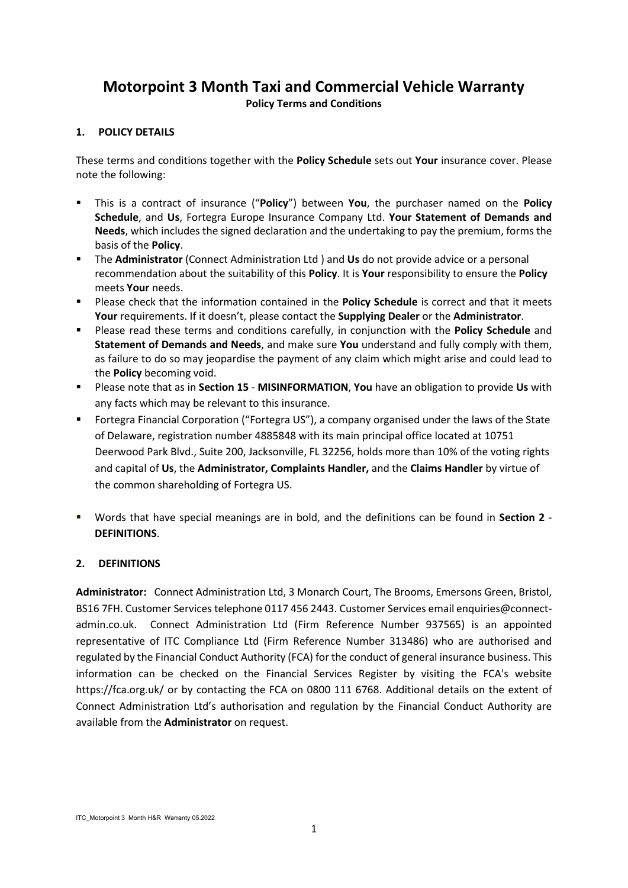# Motorpoint 3 Month Taxi and Commercial Vehicle Warranty

**Policy Terms and Conditions**

## 1. POLICY DETAILS

These terms and conditions together with the **Policy Schedule** sets out **Your** insurance cover. Please note the following:

- This is a contract of insurance ("**Policy**") between **You**, the purchaser named on the **Policy Schedule**, and **Us**, Fortegra Europe Insurance Company Ltd. **Your Statement of Demands and Needs**, which includes the signed declaration and the undertaking to pay the premium, forms the basis of the **Policy**.
- The **Administrator** (Connect Administration Ltd ) and **Us** do not provide advice or a personal recommendation about the suitability of this **Policy**. It is **Your** responsibility to ensure the **Policy** meets **Your** needs.
- Please check that the information contained in the **Policy Schedule** is correct and that it meets **Your** requirements. If it doesn't, please contact the **Supplying Dealer** or the **Administrator**.
- Please read these terms and conditions carefully, in conjunction with the **Policy Schedule** and **Statement of Demands and Needs**, and make sure **You** understand and fully comply with them, as failure to do so may jeopardise the payment of any claim which might arise and could lead to the **Policy** becoming void.
- Please note that as in **Section 15** - **MISINFORMATION**, **You** have an obligation to provide **Us** with any facts which may be relevant to this insurance.
- Fortegra Financial Corporation ("Fortegra US"), a company organised under the laws of the State of Delaware, registration number 4885848 with its main principal office located at 10751 Deerwood Park Blvd., Suite 200, Jacksonville, FL 32256, holds more than 10% of the voting rights and capital of **Us**, the **Administrator, Complaints Handler,** and the **Claims Handler** by virtue of the common shareholding of Fortegra US.
- Words that have special meanings are in bold, and the definitions can be found in **Section 2** - **DEFINITIONS**.

## 2. DEFINITIONS

**Administrator:** Connect Administration Ltd, 3 Monarch Court, The Brooms, Emersons Green, Bristol, BS16 7FH. Customer Services telephone 0117 456 2443. Customer Services email enquiries@connect-admin.co.uk. Connect Administration Ltd (Firm Reference Number 937565) is an appointed representative of ITC Compliance Ltd (Firm Reference Number 313486) who are authorised and regulated by the Financial Conduct Authority (FCA) for the conduct of general insurance business. This information can be checked on the Financial Services Register by visiting the FCA's website https://fca.org.uk/ or by contacting the FCA on 0800 111 6768. Additional details on the extent of Connect Administration Ltd's authorisation and regulation by the Financial Conduct Authority are available from the **Administrator** on request.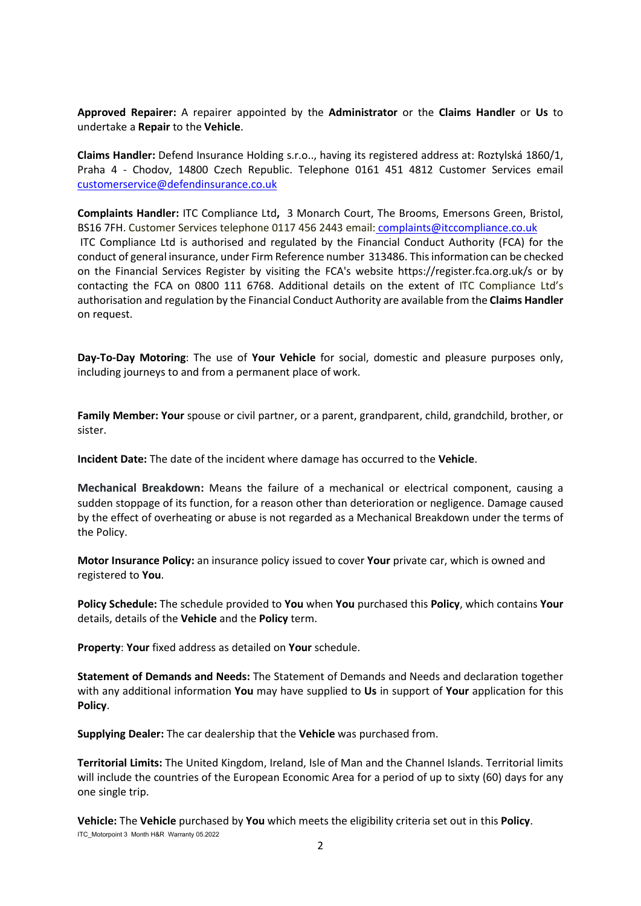**Approved Repairer:** A repairer appointed by the **Administrator** or the **Claims Handler** or **Us** to undertake a **Repair** to the **Vehicle**.

**Claims Handler:** Defend Insurance Holding s.r.o.., having its registered address at: Roztylská 1860/1, Praha 4 - Chodov, 14800 Czech Republic. Telephone 0161 451 4812 Customer Services email customerservice@defendinsurance.co.uk

**Complaints Handler:** ITC Compliance Ltd**,** 3 Monarch Court, The Brooms, Emersons Green, Bristol, BS16 7FH. Customer Services telephone 0117 456 2443 email: complaints@itccompliance.co.uk
ITC Compliance Ltd is authorised and regulated by the Financial Conduct Authority (FCA) for the conduct of general insurance, under Firm Reference number 313486. This information can be checked on the Financial Services Register by visiting the FCA's website https://register.fca.org.uk/s or by contacting the FCA on 0800 111 6768. Additional details on the extent of ITC Compliance Ltd's authorisation and regulation by the Financial Conduct Authority are available from the **Claims Handler** on request.

**Day-To-Day Motoring**: The use of **Your Vehicle** for social, domestic and pleasure purposes only, including journeys to and from a permanent place of work.

**Family Member: Your** spouse or civil partner, or a parent, grandparent, child, grandchild, brother, or sister.

**Incident Date:** The date of the incident where damage has occurred to the **Vehicle**.

**Mechanical Breakdown:** Means the failure of a mechanical or electrical component, causing a sudden stoppage of its function, for a reason other than deterioration or negligence. Damage caused by the effect of overheating or abuse is not regarded as a Mechanical Breakdown under the terms of the Policy.

**Motor Insurance Policy:** an insurance policy issued to cover **Your** private car, which is owned and registered to **You**.

**Policy Schedule:** The schedule provided to **You** when **You** purchased this **Policy**, which contains **Your** details, details of the **Vehicle** and the **Policy** term.

**Property**: **Your** fixed address as detailed on **Your** schedule.

**Statement of Demands and Needs:** The Statement of Demands and Needs and declaration together with any additional information **You** may have supplied to **Us** in support of **Your** application for this **Policy**.

**Supplying Dealer:** The car dealership that the **Vehicle** was purchased from.

**Territorial Limits:** The United Kingdom, Ireland, Isle of Man and the Channel Islands. Territorial limits will include the countries of the European Economic Area for a period of up to sixty (60) days for any one single trip.

**Vehicle:** The **Vehicle** purchased by **You** which meets the eligibility criteria set out in this **Policy**.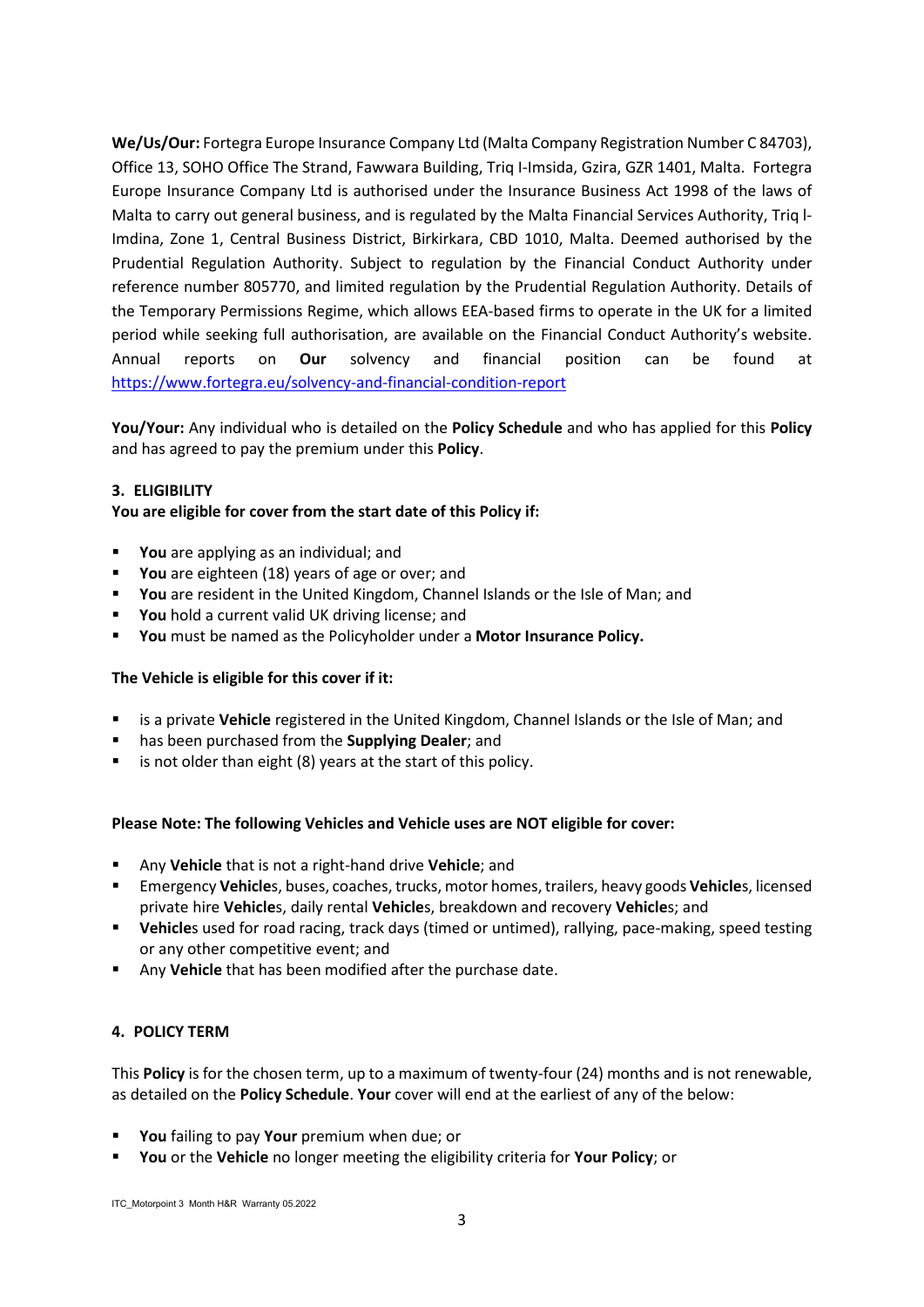**We/Us/Our:** Fortegra Europe Insurance Company Ltd (Malta Company Registration Number C 84703), Office 13, SOHO Office The Strand, Fawwara Building, Triq l-Imsida, Gzira, GZR 1401, Malta. Fortegra Europe Insurance Company Ltd is authorised under the Insurance Business Act 1998 of the laws of Malta to carry out general business, and is regulated by the Malta Financial Services Authority, Triq l-Imdina, Zone 1, Central Business District, Birkirkara, CBD 1010, Malta. Deemed authorised by the Prudential Regulation Authority. Subject to regulation by the Financial Conduct Authority under reference number 805770, and limited regulation by the Prudential Regulation Authority. Details of the Temporary Permissions Regime, which allows EEA-based firms to operate in the UK for a limited period while seeking full authorisation, are available on the Financial Conduct Authority's website. Annual reports on **Our** solvency and financial position can be found at https://www.fortegra.eu/solvency-and-financial-condition-report

**You/Your:** Any individual who is detailed on the **Policy Schedule** and who has applied for this **Policy** and has agreed to pay the premium under this **Policy**.

### 3. ELIGIBILITY

**You are eligible for cover from the start date of this Policy if:**

- **You** are applying as an individual; and
- **You** are eighteen (18) years of age or over; and
- **You** are resident in the United Kingdom, Channel Islands or the Isle of Man; and
- **You** hold a current valid UK driving license; and
- **You** must be named as the Policyholder under a **Motor Insurance Policy.**

**The Vehicle is eligible for this cover if it:**

- is a private **Vehicle** registered in the United Kingdom, Channel Islands or the Isle of Man; and
- has been purchased from the **Supplying Dealer**; and
- is not older than eight (8) years at the start of this policy.

**Please Note: The following Vehicles and Vehicle uses are NOT eligible for cover:**

- Any **Vehicle** that is not a right-hand drive **Vehicle**; and
- Emergency **Vehicle**s, buses, coaches, trucks, motor homes, trailers, heavy goods **Vehicle**s, licensed private hire **Vehicle**s, daily rental **Vehicle**s, breakdown and recovery **Vehicle**s; and
- **Vehicle**s used for road racing, track days (timed or untimed), rallying, pace-making, speed testing or any other competitive event; and
- Any **Vehicle** that has been modified after the purchase date.

### 4. POLICY TERM

This **Policy** is for the chosen term, up to a maximum of twenty-four (24) months and is not renewable, as detailed on the **Policy Schedule**. **Your** cover will end at the earliest of any of the below:

- **You** failing to pay **Your** premium when due; or
- **You** or the **Vehicle** no longer meeting the eligibility criteria for **Your Policy**; or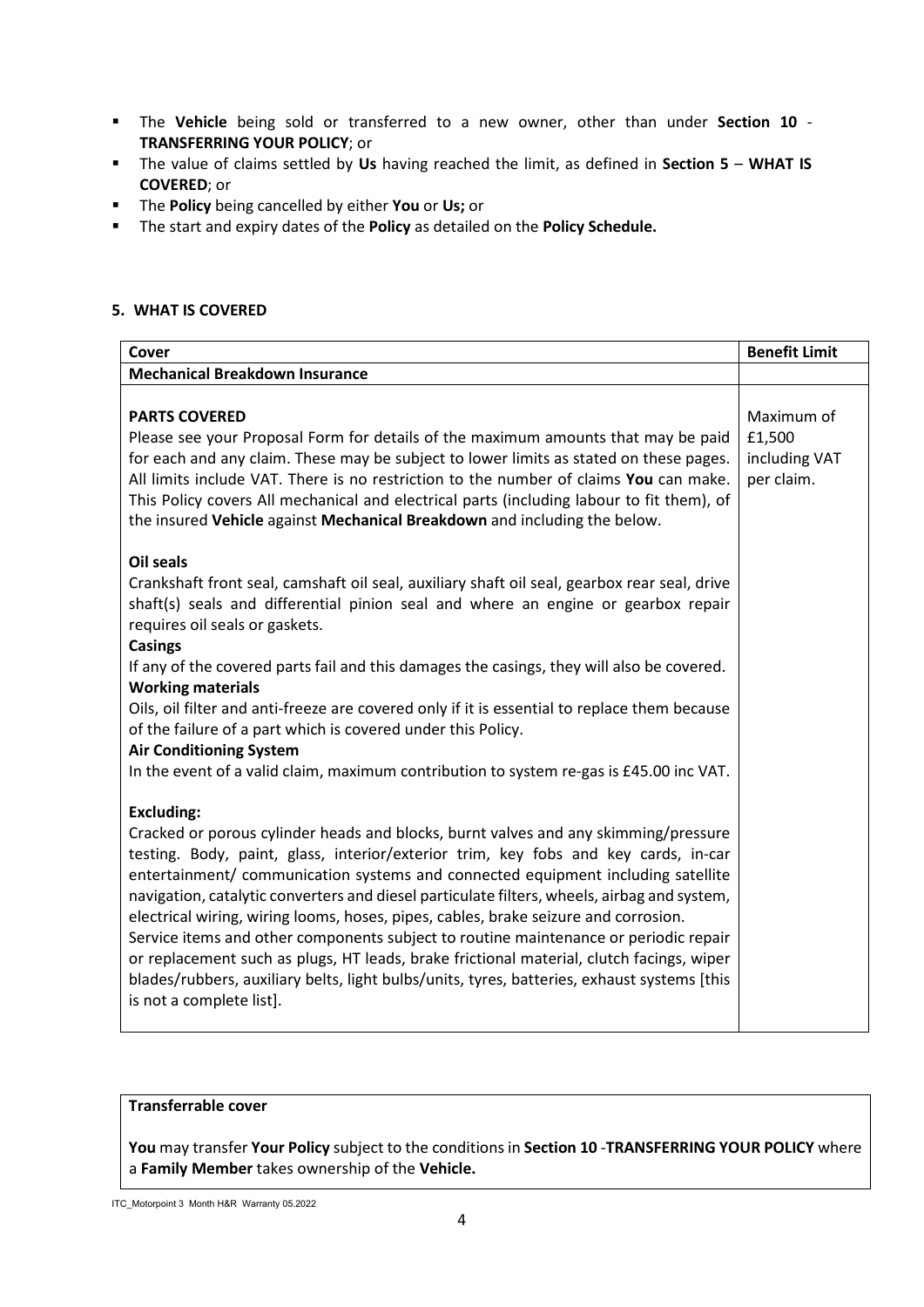- The **Vehicle** being sold or transferred to a new owner, other than under **Section 10** - **TRANSFERRING YOUR POLICY**; or
- The value of claims settled by **Us** having reached the limit, as defined in **Section 5** – **WHAT IS COVERED**; or
- The **Policy** being cancelled by either **You** or **Us;** or
- The start and expiry dates of the **Policy** as detailed on the **Policy Schedule.**

## 5. WHAT IS COVERED

| **Cover** | **Benefit Limit** |
| --- | --- |
| **Mechanical Breakdown Insurance** | |
| **PARTS COVERED**<br>Please see your Proposal Form for details of the maximum amounts that may be paid for each and any claim. These may be subject to lower limits as stated on these pages. All limits include VAT. There is no restriction to the number of claims **You** can make. This Policy covers All mechanical and electrical parts (including labour to fit them), of the insured **Vehicle** against **Mechanical Breakdown** and including the below.<br><br>**Oil seals**<br>Crankshaft front seal, camshaft oil seal, auxiliary shaft oil seal, gearbox rear seal, drive shaft(s) seals and differential pinion seal and where an engine or gearbox repair requires oil seals or gaskets.<br>**Casings**<br>If any of the covered parts fail and this damages the casings, they will also be covered.<br>**Working materials**<br>Oils, oil filter and anti-freeze are covered only if it is essential to replace them because of the failure of a part which is covered under this Policy.<br>**Air Conditioning System**<br>In the event of a valid claim, maximum contribution to system re-gas is £45.00 inc VAT.<br><br>**Excluding:**<br>Cracked or porous cylinder heads and blocks, burnt valves and any skimming/pressure testing. Body, paint, glass, interior/exterior trim, key fobs and key cards, in-car entertainment/ communication systems and connected equipment including satellite navigation, catalytic converters and diesel particulate filters, wheels, airbag and system, electrical wiring, wiring looms, hoses, pipes, cables, brake seizure and corrosion.<br>Service items and other components subject to routine maintenance or periodic repair or replacement such as plugs, HT leads, brake frictional material, clutch facings, wiper blades/rubbers, auxiliary belts, light bulbs/units, tyres, batteries, exhaust systems [this is not a complete list]. | Maximum of £1,500 including VAT per claim. |

**Transferrable cover**

**You** may transfer **Your Policy** subject to the conditions in **Section 10** -**TRANSFERRING YOUR POLICY** where a **Family Member** takes ownership of the **Vehicle.**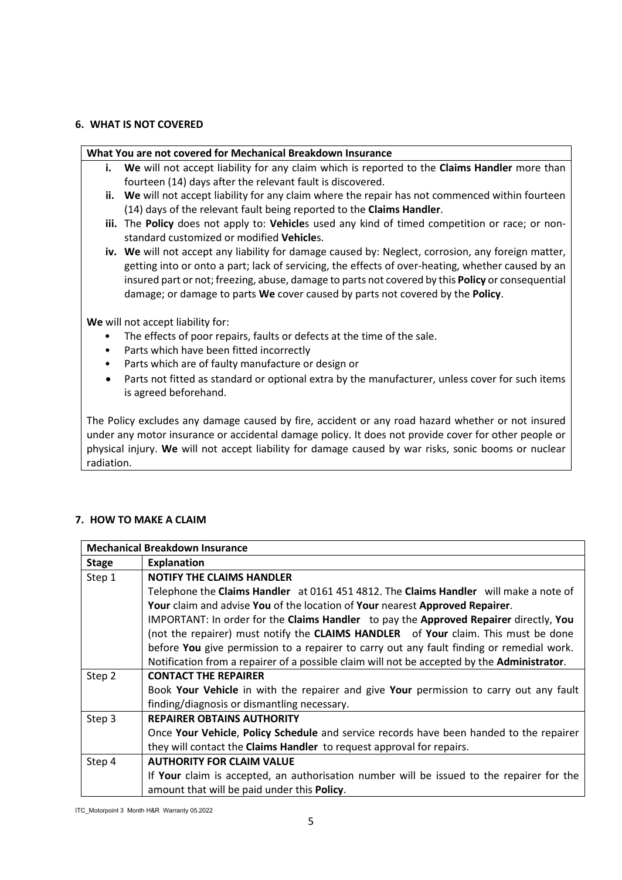## 6. WHAT IS NOT COVERED

**What You are not covered for Mechanical Breakdown Insurance**

- **i.** **We** will not accept liability for any claim which is reported to the **Claims Handler** more than fourteen (14) days after the relevant fault is discovered.
- **ii.** **We** will not accept liability for any claim where the repair has not commenced within fourteen (14) days of the relevant fault being reported to the **Claims Handler**.
- **iii.** The **Policy** does not apply to: **Vehicle**s used any kind of timed competition or race; or non-standard customized or modified **Vehicle**s.
- **iv.** **We** will not accept any liability for damage caused by: Neglect, corrosion, any foreign matter, getting into or onto a part; lack of servicing, the effects of over-heating, whether caused by an insured part or not; freezing, abuse, damage to parts not covered by this **Policy** or consequential damage; or damage to parts **We** cover caused by parts not covered by the **Policy**.

**We** will not accept liability for:

- The effects of poor repairs, faults or defects at the time of the sale.
- Parts which have been fitted incorrectly
- Parts which are of faulty manufacture or design or
- Parts not fitted as standard or optional extra by the manufacturer, unless cover for such items is agreed beforehand.

The Policy excludes any damage caused by fire, accident or any road hazard whether or not insured under any motor insurance or accidental damage policy. It does not provide cover for other people or physical injury. **We** will not accept liability for damage caused by war risks, sonic booms or nuclear radiation.

## 7. HOW TO MAKE A CLAIM

| **Mechanical Breakdown Insurance** | |
|---|---|
| **Stage** | **Explanation** |
| Step 1 | **NOTIFY THE CLAIMS HANDLER**<br>Telephone the **Claims Handler** at 0161 451 4812. The **Claims Handler** will make a note of **Your** claim and advise **You** of the location of **Your** nearest **Approved Repairer**.<br>IMPORTANT: In order for the **Claims Handler** to pay the **Approved Repairer** directly, **You** (not the repairer) must notify the **CLAIMS HANDLER** of **Your** claim. This must be done before **You** give permission to a repairer to carry out any fault finding or remedial work. Notification from a repairer of a possible claim will not be accepted by the **Administrator**. |
| Step 2 | **CONTACT THE REPAIRER**<br>Book **Your Vehicle** in with the repairer and give **Your** permission to carry out any fault finding/diagnosis or dismantling necessary. |
| Step 3 | **REPAIRER OBTAINS AUTHORITY**<br>Once **Your Vehicle**, **Policy Schedule** and service records have been handed to the repairer they will contact the **Claims Handler** to request approval for repairs. |
| Step 4 | **AUTHORITY FOR CLAIM VALUE**<br>If **Your** claim is accepted, an authorisation number will be issued to the repairer for the amount that will be paid under this **Policy**. |

ITC_Motorpoint 3 Month H&R Warranty 05.2022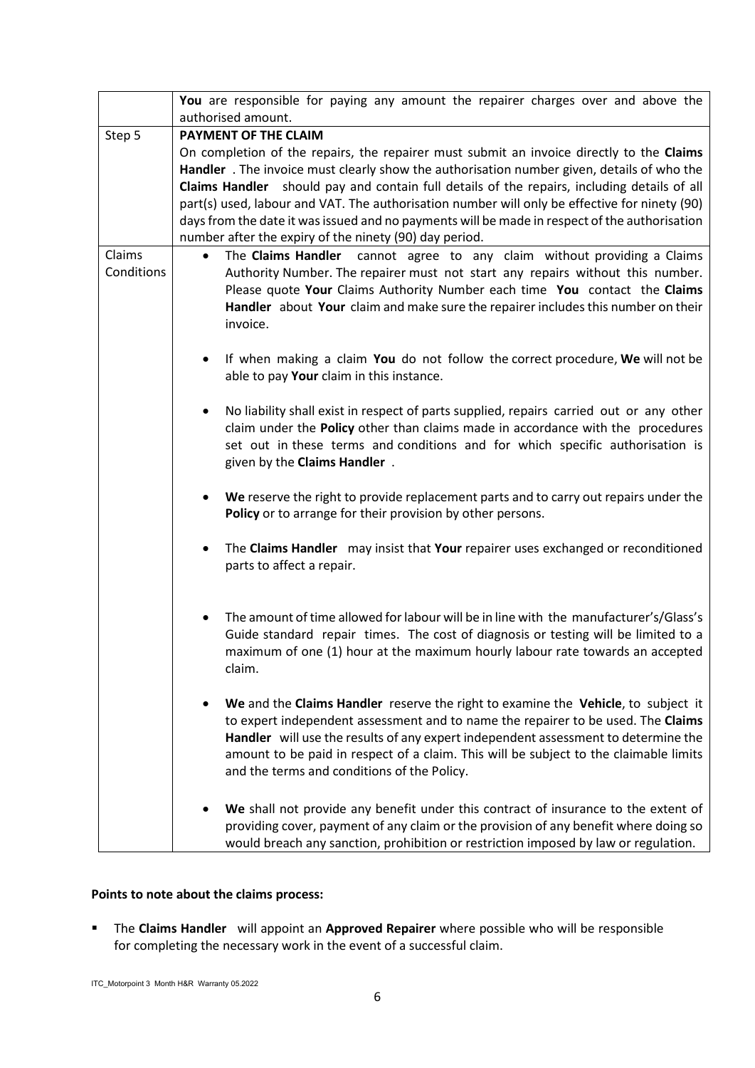| | |
|---|---|
| | **You** are responsible for paying any amount the repairer charges over and above the authorised amount. |
| Step 5 | **PAYMENT OF THE CLAIM**<br>On completion of the repairs, the repairer must submit an invoice directly to the **Claims Handler** . The invoice must clearly show the authorisation number given, details of who the **Claims Handler** should pay and contain full details of the repairs, including details of all part(s) used, labour and VAT. The authorisation number will only be effective for ninety (90) days from the date it was issued and no payments will be made in respect of the authorisation number after the expiry of the ninety (90) day period. |
| Claims Conditions | • The **Claims Handler** cannot agree to any claim without providing a Claims Authority Number. The repairer must not start any repairs without this number. Please quote **Your** Claims Authority Number each time **You** contact the **Claims Handler** about **Your** claim and make sure the repairer includes this number on their invoice.<br><br>• If when making a claim **You** do not follow the correct procedure, **We** will not be able to pay **Your** claim in this instance.<br><br>• No liability shall exist in respect of parts supplied, repairs carried out or any other claim under the **Policy** other than claims made in accordance with the procedures set out in these terms and conditions and for which specific authorisation is given by the **Claims Handler** .<br><br>• **We** reserve the right to provide replacement parts and to carry out repairs under the **Policy** or to arrange for their provision by other persons.<br><br>• The **Claims Handler** may insist that **Your** repairer uses exchanged or reconditioned parts to affect a repair.<br><br>• The amount of time allowed for labour will be in line with the manufacturer's/Glass's Guide standard repair times. The cost of diagnosis or testing will be limited to a maximum of one (1) hour at the maximum hourly labour rate towards an accepted claim.<br><br>• **We** and the **Claims Handler** reserve the right to examine the **Vehicle**, to subject it to expert independent assessment and to name the repairer to be used. The **Claims Handler** will use the results of any expert independent assessment to determine the amount to be paid in respect of a claim. This will be subject to the claimable limits and the terms and conditions of the Policy.<br><br>• **We** shall not provide any benefit under this contract of insurance to the extent of providing cover, payment of any claim or the provision of any benefit where doing so would breach any sanction, prohibition or restriction imposed by law or regulation. |

**Points to note about the claims process:**

- The **Claims Handler** will appoint an **Approved Repairer** where possible who will be responsible for completing the necessary work in the event of a successful claim.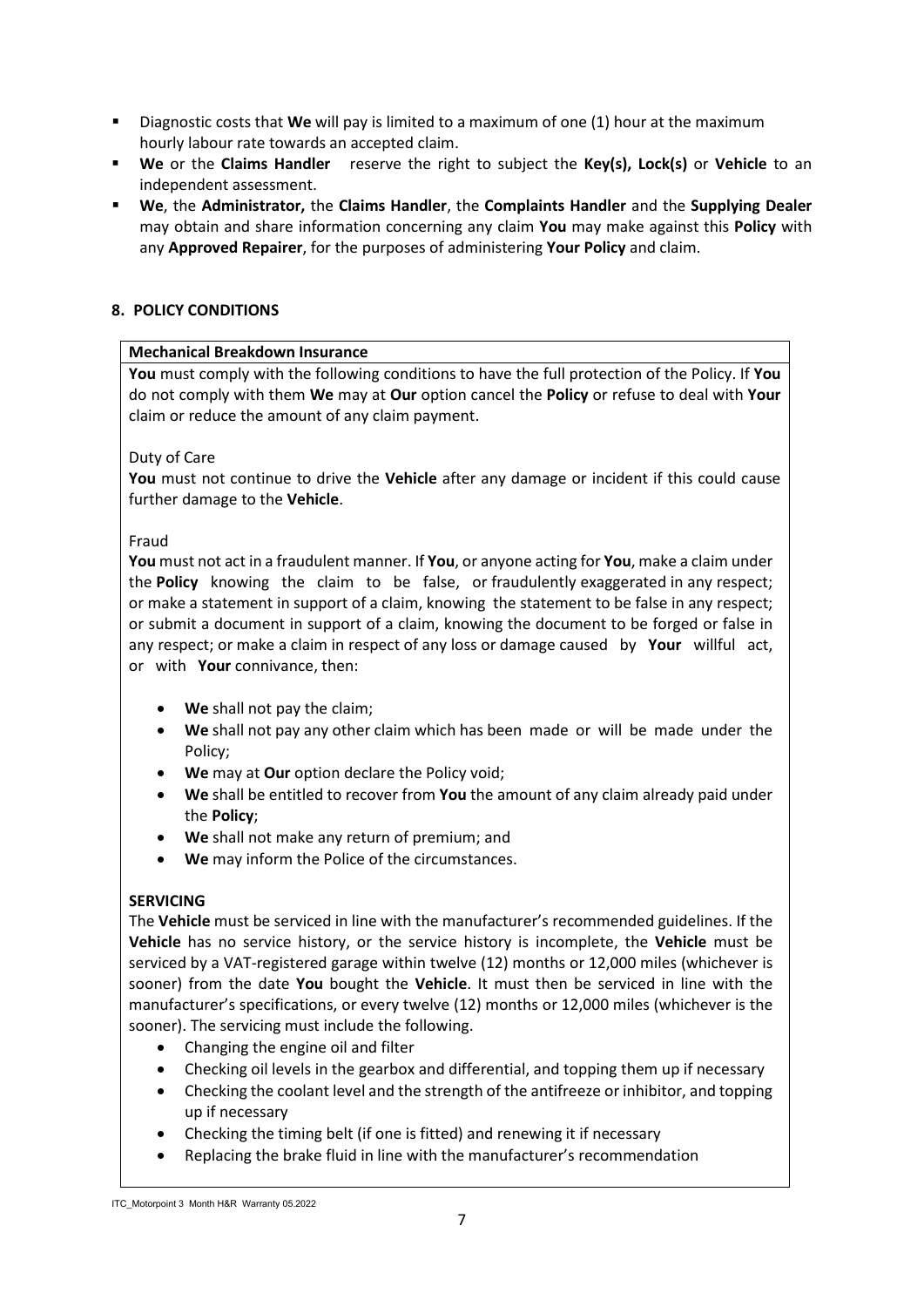- Diagnostic costs that **We** will pay is limited to a maximum of one (1) hour at the maximum hourly labour rate towards an accepted claim.
- **We** or the **Claims Handler** reserve the right to subject the **Key(s), Lock(s)** or **Vehicle** to an independent assessment.
- **We**, the **Administrator,** the **Claims Handler**, the **Complaints Handler** and the **Supplying Dealer** may obtain and share information concerning any claim **You** may make against this **Policy** with any **Approved Repairer**, for the purposes of administering **Your Policy** and claim.

## 8. POLICY CONDITIONS

**Mechanical Breakdown Insurance**

**You** must comply with the following conditions to have the full protection of the Policy. If **You** do not comply with them **We** may at **Our** option cancel the **Policy** or refuse to deal with **Your** claim or reduce the amount of any claim payment.

Duty of Care

**You** must not continue to drive the **Vehicle** after any damage or incident if this could cause further damage to the **Vehicle**.

Fraud

**You** must not act in a fraudulent manner. If **You**, or anyone acting for **You**, make a claim under the **Policy** knowing the claim to be false, or fraudulently exaggerated in any respect; or make a statement in support of a claim, knowing the statement to be false in any respect; or submit a document in support of a claim, knowing the document to be forged or false in any respect; or make a claim in respect of any loss or damage caused by **Your** willful act, or with **Your** connivance, then:

- **We** shall not pay the claim;
- **We** shall not pay any other claim which has been made or will be made under the Policy;
- **We** may at **Our** option declare the Policy void;
- **We** shall be entitled to recover from **You** the amount of any claim already paid under the **Policy**;
- **We** shall not make any return of premium; and
- **We** may inform the Police of the circumstances.

**SERVICING**

The **Vehicle** must be serviced in line with the manufacturer's recommended guidelines. If the **Vehicle** has no service history, or the service history is incomplete, the **Vehicle** must be serviced by a VAT-registered garage within twelve (12) months or 12,000 miles (whichever is sooner) from the date **You** bought the **Vehicle**. It must then be serviced in line with the manufacturer's specifications, or every twelve (12) months or 12,000 miles (whichever is the sooner). The servicing must include the following.

- Changing the engine oil and filter
- Checking oil levels in the gearbox and differential, and topping them up if necessary
- Checking the coolant level and the strength of the antifreeze or inhibitor, and topping up if necessary
- Checking the timing belt (if one is fitted) and renewing it if necessary
- Replacing the brake fluid in line with the manufacturer's recommendation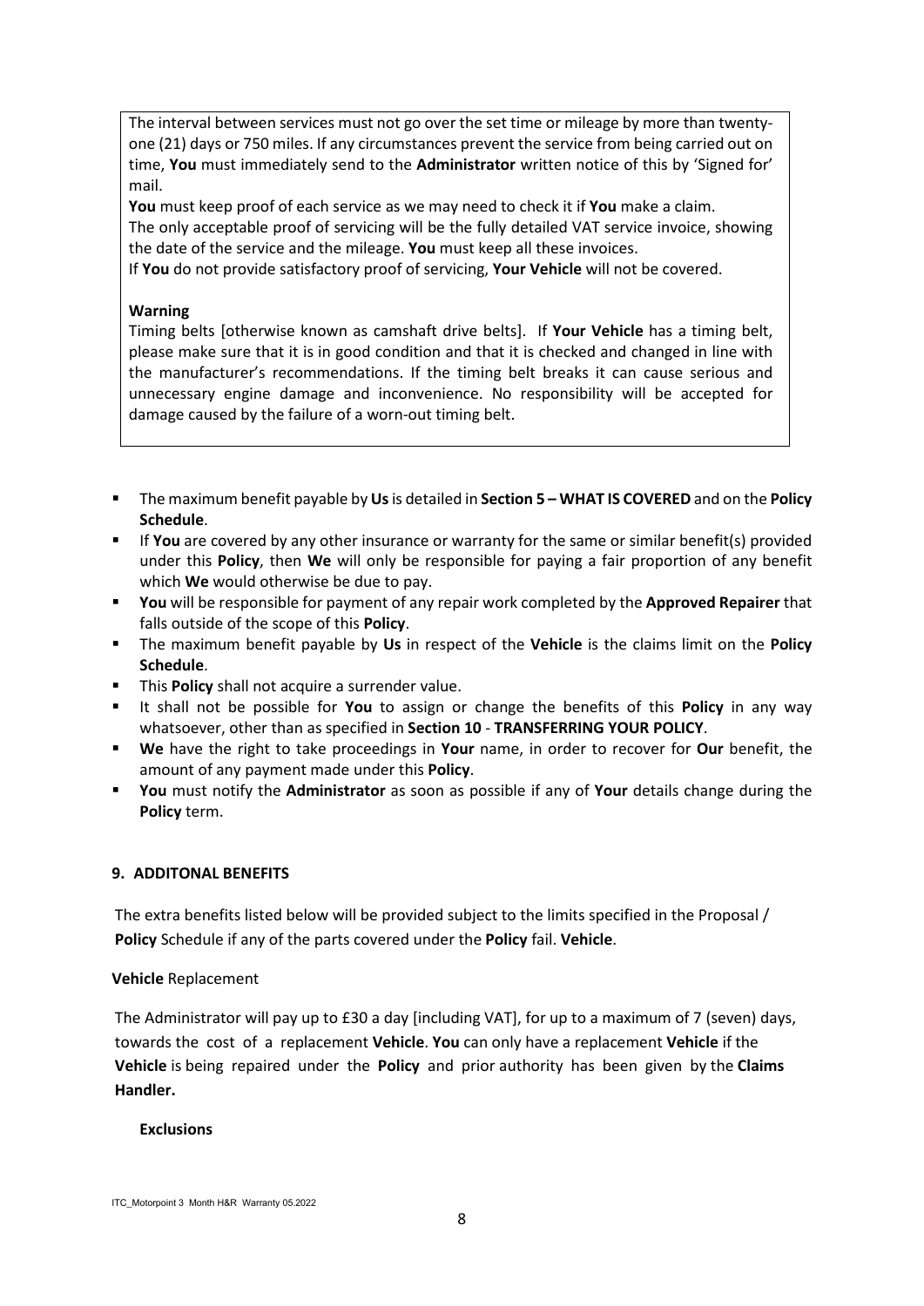The interval between services must not go over the set time or mileage by more than twenty-one (21) days or 750 miles. If any circumstances prevent the service from being carried out on time, **You** must immediately send to the **Administrator** written notice of this by 'Signed for' mail.

**You** must keep proof of each service as we may need to check it if **You** make a claim.

The only acceptable proof of servicing will be the fully detailed VAT service invoice, showing the date of the service and the mileage. **You** must keep all these invoices.

If **You** do not provide satisfactory proof of servicing, **Your Vehicle** will not be covered.

**Warning**

Timing belts [otherwise known as camshaft drive belts]. If **Your Vehicle** has a timing belt, please make sure that it is in good condition and that it is checked and changed in line with the manufacturer's recommendations. If the timing belt breaks it can cause serious and unnecessary engine damage and inconvenience. No responsibility will be accepted for damage caused by the failure of a worn-out timing belt.

- The maximum benefit payable by **Us** is detailed in **Section 5 – WHAT IS COVERED** and on the **Policy Schedule**.
- If **You** are covered by any other insurance or warranty for the same or similar benefit(s) provided under this **Policy**, then **We** will only be responsible for paying a fair proportion of any benefit which **We** would otherwise be due to pay.
- **You** will be responsible for payment of any repair work completed by the **Approved Repairer** that falls outside of the scope of this **Policy**.
- The maximum benefit payable by **Us** in respect of the **Vehicle** is the claims limit on the **Policy Schedule**.
- This **Policy** shall not acquire a surrender value.
- It shall not be possible for **You** to assign or change the benefits of this **Policy** in any way whatsoever, other than as specified in **Section 10** - **TRANSFERRING YOUR POLICY**.
- **We** have the right to take proceedings in **Your** name, in order to recover for **Our** benefit, the amount of any payment made under this **Policy**.
- **You** must notify the **Administrator** as soon as possible if any of **Your** details change during the **Policy** term.

## 9. ADDITONAL BENEFITS

The extra benefits listed below will be provided subject to the limits specified in the Proposal / **Policy** Schedule if any of the parts covered under the **Policy** fail. **Vehicle**.

**Vehicle** Replacement

The Administrator will pay up to £30 a day [including VAT], for up to a maximum of 7 (seven) days, towards the cost of a replacement **Vehicle**. **You** can only have a replacement **Vehicle** if the **Vehicle** is being repaired under the **Policy** and prior authority has been given by the **Claims Handler.**

**Exclusions**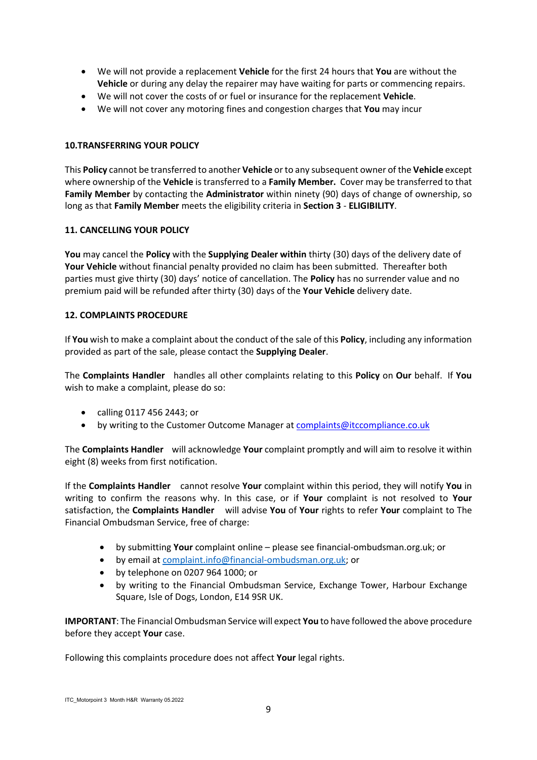- We will not provide a replacement **Vehicle** for the first 24 hours that **You** are without the **Vehicle** or during any delay the repairer may have waiting for parts or commencing repairs.
- We will not cover the costs of or fuel or insurance for the replacement **Vehicle**.
- We will not cover any motoring fines and congestion charges that **You** may incur

**10.TRANSFERRING YOUR POLICY**

This **Policy** cannot be transferred to another **Vehicle** or to any subsequent owner of the **Vehicle** except where ownership of the **Vehicle** is transferred to a **Family Member.** Cover may be transferred to that **Family Member** by contacting the **Administrator** within ninety (90) days of change of ownership, so long as that **Family Member** meets the eligibility criteria in **Section 3** - **ELIGIBILITY**.

**11. CANCELLING YOUR POLICY**

**You** may cancel the **Policy** with the **Supplying Dealer within** thirty (30) days of the delivery date of **Your Vehicle** without financial penalty provided no claim has been submitted. Thereafter both parties must give thirty (30) days' notice of cancellation. The **Policy** has no surrender value and no premium paid will be refunded after thirty (30) days of the **Your Vehicle** delivery date.

**12. COMPLAINTS PROCEDURE**

If **You** wish to make a complaint about the conduct of the sale of this **Policy**, including any information provided as part of the sale, please contact the **Supplying Dealer**.

The **Complaints Handler** handles all other complaints relating to this **Policy** on **Our** behalf. If **You** wish to make a complaint, please do so:

- calling 0117 456 2443; or
- by writing to the Customer Outcome Manager at complaints@itccompliance.co.uk

The **Complaints Handler** will acknowledge **Your** complaint promptly and will aim to resolve it within eight (8) weeks from first notification.

If the **Complaints Handler** cannot resolve **Your** complaint within this period, they will notify **You** in writing to confirm the reasons why. In this case, or if **Your** complaint is not resolved to **Your** satisfaction, the **Complaints Handler** will advise **You** of **Your** rights to refer **Your** complaint to The Financial Ombudsman Service, free of charge:

- by submitting **Your** complaint online – please see financial-ombudsman.org.uk; or
- by email at complaint.info@financial-ombudsman.org.uk; or
- by telephone on 0207 964 1000; or
- by writing to the Financial Ombudsman Service, Exchange Tower, Harbour Exchange Square, Isle of Dogs, London, E14 9SR UK.

**IMPORTANT**: The Financial Ombudsman Service will expect **You** to have followed the above procedure before they accept **Your** case.

Following this complaints procedure does not affect **Your** legal rights.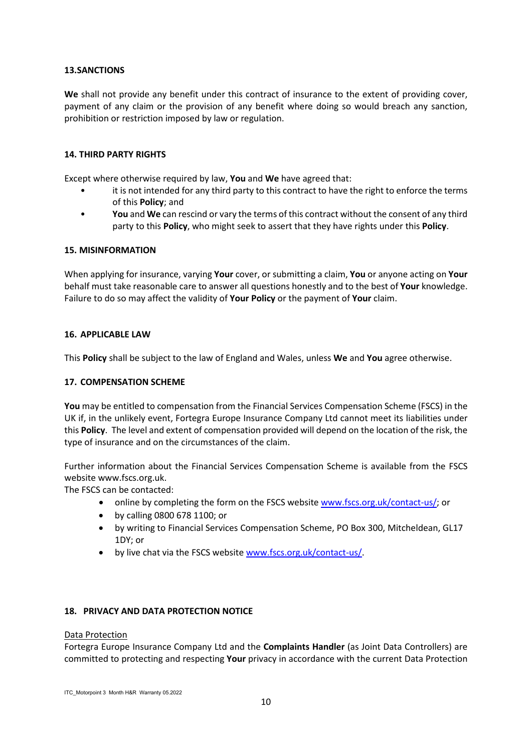### 13.SANCTIONS

**We** shall not provide any benefit under this contract of insurance to the extent of providing cover, payment of any claim or the provision of any benefit where doing so would breach any sanction, prohibition or restriction imposed by law or regulation.

### 14. THIRD PARTY RIGHTS

Except where otherwise required by law, **You** and **We** have agreed that:

- it is not intended for any third party to this contract to have the right to enforce the terms of this **Policy**; and
- **You** and **We** can rescind or vary the terms of this contract without the consent of any third party to this **Policy**, who might seek to assert that they have rights under this **Policy**.

### 15. MISINFORMATION

When applying for insurance, varying **Your** cover, or submitting a claim, **You** or anyone acting on **Your** behalf must take reasonable care to answer all questions honestly and to the best of **Your** knowledge. Failure to do so may affect the validity of **Your Policy** or the payment of **Your** claim.

### 16. APPLICABLE LAW

This **Policy** shall be subject to the law of England and Wales, unless **We** and **You** agree otherwise.

### 17. COMPENSATION SCHEME

**You** may be entitled to compensation from the Financial Services Compensation Scheme (FSCS) in the UK if, in the unlikely event, Fortegra Europe Insurance Company Ltd cannot meet its liabilities under this **Policy**. The level and extent of compensation provided will depend on the location of the risk, the type of insurance and on the circumstances of the claim.

Further information about the Financial Services Compensation Scheme is available from the FSCS website www.fscs.org.uk.
The FSCS can be contacted:

- online by completing the form on the FSCS website www.fscs.org.uk/contact-us/; or
- by calling 0800 678 1100; or
- by writing to Financial Services Compensation Scheme, PO Box 300, Mitcheldean, GL17 1DY; or
- by live chat via the FSCS website www.fscs.org.uk/contact-us/.

### 18. PRIVACY AND DATA PROTECTION NOTICE

Data Protection

Fortegra Europe Insurance Company Ltd and the **Complaints Handler** (as Joint Data Controllers) are committed to protecting and respecting **Your** privacy in accordance with the current Data Protection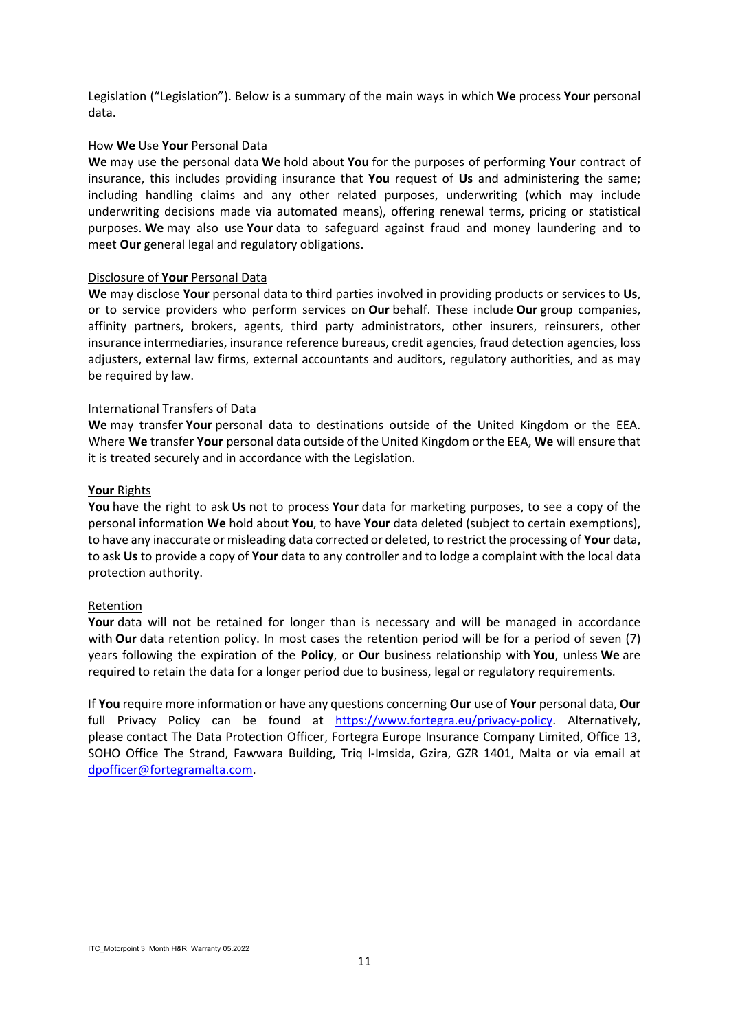Legislation (“Legislation”). Below is a summary of the main ways in which **We** process **Your** personal data.

How **We** Use **Your** Personal Data

**We** may use the personal data **We** hold about **You** for the purposes of performing **Your** contract of insurance, this includes providing insurance that **You** request of **Us** and administering the same; including handling claims and any other related purposes, underwriting (which may include underwriting decisions made via automated means), offering renewal terms, pricing or statistical purposes. **We** may also use **Your** data to safeguard against fraud and money laundering and to meet **Our** general legal and regulatory obligations.

Disclosure of **Your** Personal Data

**We** may disclose **Your** personal data to third parties involved in providing products or services to **Us**, or to service providers who perform services on **Our** behalf. These include **Our** group companies, affinity partners, brokers, agents, third party administrators, other insurers, reinsurers, other insurance intermediaries, insurance reference bureaus, credit agencies, fraud detection agencies, loss adjusters, external law firms, external accountants and auditors, regulatory authorities, and as may be required by law.

International Transfers of Data

**We** may transfer **Your** personal data to destinations outside of the United Kingdom or the EEA. Where **We** transfer **Your** personal data outside of the United Kingdom or the EEA, **We** will ensure that it is treated securely and in accordance with the Legislation.

**Your** Rights

**You** have the right to ask **Us** not to process **Your** data for marketing purposes, to see a copy of the personal information **We** hold about **You**, to have **Your** data deleted (subject to certain exemptions), to have any inaccurate or misleading data corrected or deleted, to restrict the processing of **Your** data, to ask **Us** to provide a copy of **Your** data to any controller and to lodge a complaint with the local data protection authority.

Retention

**Your** data will not be retained for longer than is necessary and will be managed in accordance with **Our** data retention policy. In most cases the retention period will be for a period of seven (7) years following the expiration of the **Policy**, or **Our** business relationship with **You**, unless **We** are required to retain the data for a longer period due to business, legal or regulatory requirements.

If **You** require more information or have any questions concerning **Our** use of **Your** personal data, **Our** full Privacy Policy can be found at https://www.fortegra.eu/privacy-policy. Alternatively, please contact The Data Protection Officer, Fortegra Europe Insurance Company Limited, Office 13, SOHO Office The Strand, Fawwara Building, Triq l-Imsida, Gzira, GZR 1401, Malta or via email at dpofficer@fortegramalta.com.

ITC_Motorpoint 3 Month H&R Warranty 05.2022